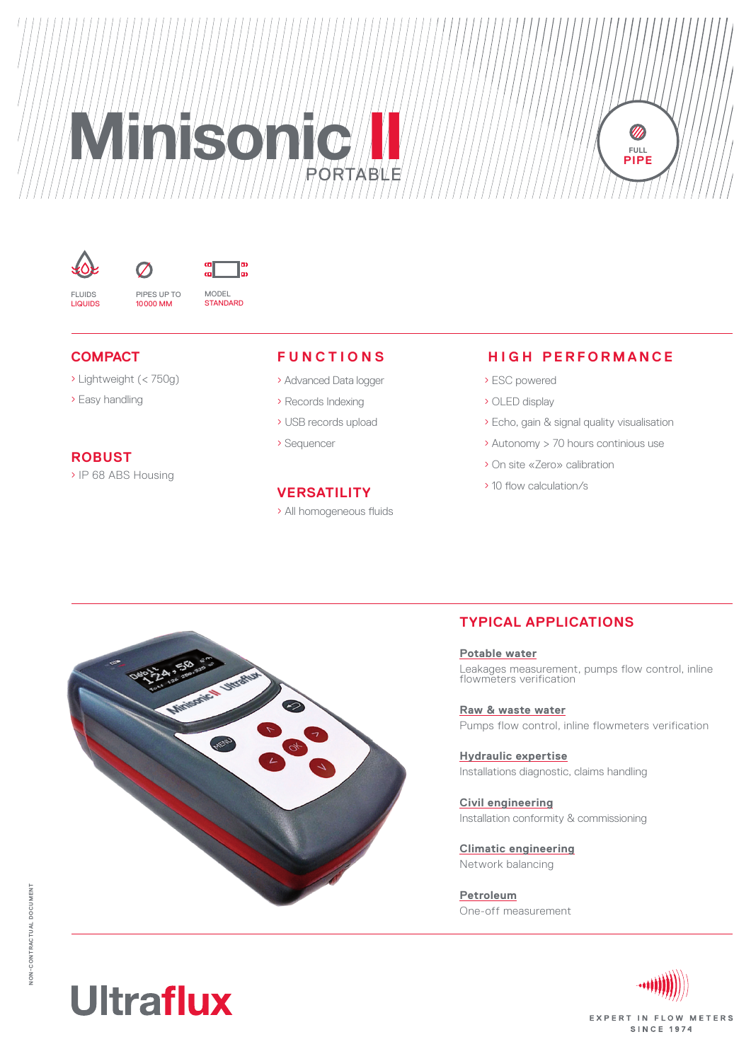# Minisonic II

PORTABLE

FULL PIPE

FLUIDS
LIQUIDS

PIPES UP TO
10 000 MM

MODEL
STANDARD

## COMPACT

- Lightweight (< 750g)
- Easy handling

## ROBUST

- IP 68 ABS Housing

## FUNCTIONS

- Advanced Data logger
- Records Indexing
- USB records upload
- Sequencer

## VERSATILITY

- All homogeneous fluids

## HIGH PERFORMANCE

- ESC powered
- OLED display
- Echo, gain & signal quality visualisation
- Autonomy > 70 hours continious use
- On site «Zero» calibration
- 10 flow calculation/s

## TYPICAL APPLICATIONS

**Potable water**
Leakages measurement, pumps flow control, inline flowmeters verification

**Raw & waste water**
Pumps flow control, inline flowmeters verification

**Hydraulic expertise**
Installations diagnostic, claims handling

**Civil engineering**
Installation conformity & commissioning

**Climatic engineering**
Network balancing

**Petroleum**
One-off measurement

NON-CONTRACTUAL DOCUMENT

Ultraflux

EXPERT IN FLOW METERS
SINCE 1974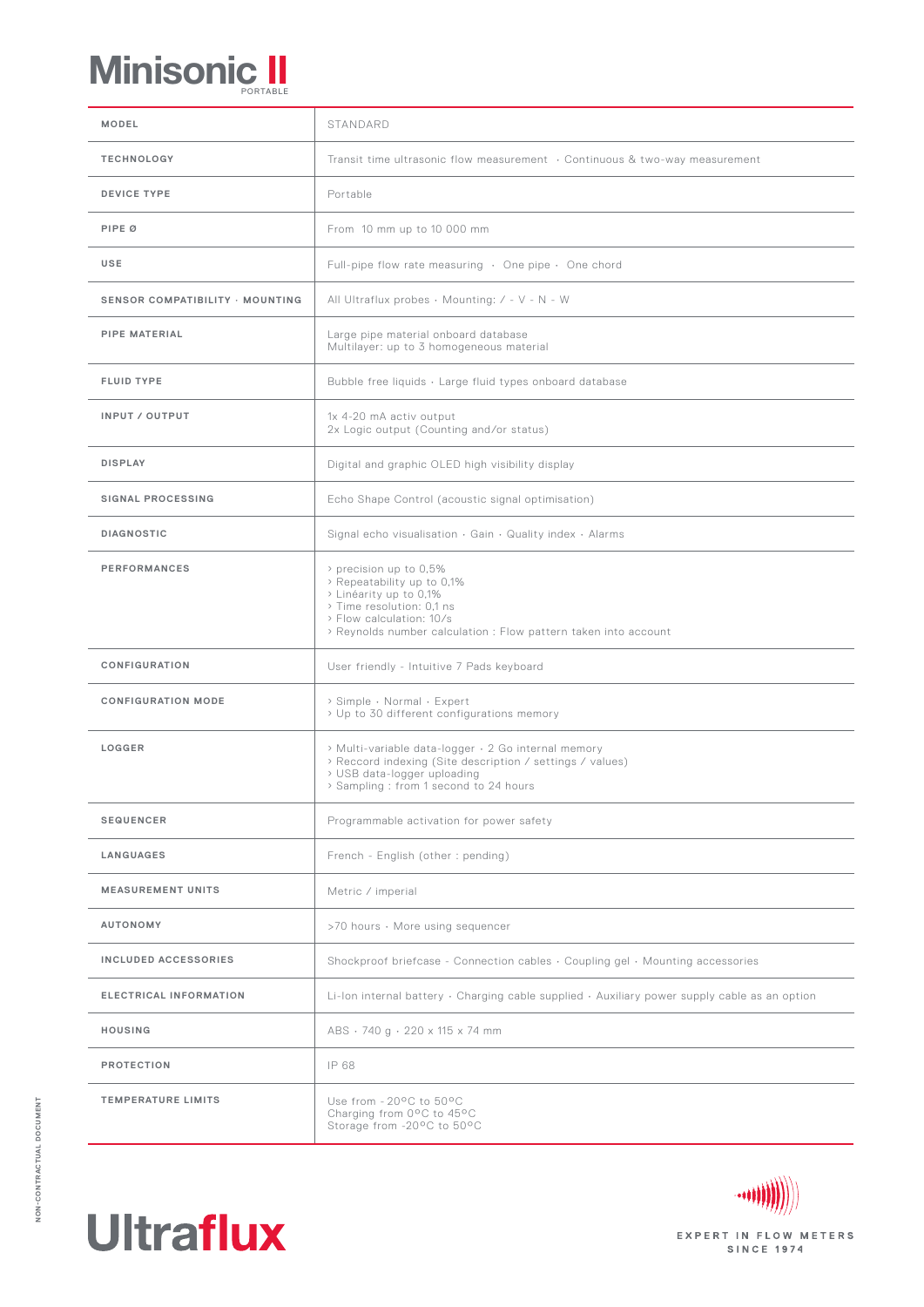# Minisonic II

PORTABLE

| | |
|---|---|
| MODEL | STANDARD |
| TECHNOLOGY | Transit time ultrasonic flow measurement · Continuous & two-way measurement |
| DEVICE TYPE | Portable |
| PIPE Ø | From 10 mm up to 10 000 mm |
| USE | Full-pipe flow rate measuring · One pipe · One chord |
| SENSOR COMPATIBILITY · MOUNTING | All Ultraflux probes · Mounting: / - V - N - W |
| PIPE MATERIAL | Large pipe material onboard database<br>Multilayer: up to 3 homogeneous material |
| FLUID TYPE | Bubble free liquids · Large fluid types onboard database |
| INPUT / OUTPUT | 1x 4-20 mA activ output<br>2x Logic output (Counting and/or status) |
| DISPLAY | Digital and graphic OLED high visibility display |
| SIGNAL PROCESSING | Echo Shape Control (acoustic signal optimisation) |
| DIAGNOSTIC | Signal echo visualisation · Gain · Quality index · Alarms |
| PERFORMANCES | › precision up to 0,5%<br>› Repeatability up to 0,1%<br>› Linéarity up to 0,1%<br>› Time resolution: 0,1 ns<br>› Flow calculation: 10/s<br>› Reynolds number calculation : Flow pattern taken into account |
| CONFIGURATION | User friendly - Intuitive 7 Pads keyboard |
| CONFIGURATION MODE | › Simple · Normal · Expert<br>› Up to 30 different configurations memory |
| LOGGER | › Multi-variable data-logger · 2 Go internal memory<br>› Reccord indexing (Site description / settings / values)<br>› USB data-logger uploading<br>› Sampling : from 1 second to 24 hours |
| SEQUENCER | Programmable activation for power safety |
| LANGUAGES | French - English (other : pending) |
| MEASUREMENT UNITS | Metric / imperial |
| AUTONOMY | >70 hours · More using sequencer |
| INCLUDED ACCESSORIES | Shockproof briefcase - Connection cables · Coupling gel · Mounting accessories |
| ELECTRICAL INFORMATION | Li-Ion internal battery · Charging cable supplied · Auxiliary power supply cable as an option |
| HOUSING | ABS · 740 g · 220 x 115 x 74 mm |
| PROTECTION | IP 68 |
| TEMPERATURE LIMITS | Use from - 20°C to 50°C<br>Charging from 0°C to 45°C<br>Storage from -20°C to 50°C |

NON-CONTRACTUAL DOCUMENT

Ultraflux

EXPERT IN FLOW METERS
SINCE 1974